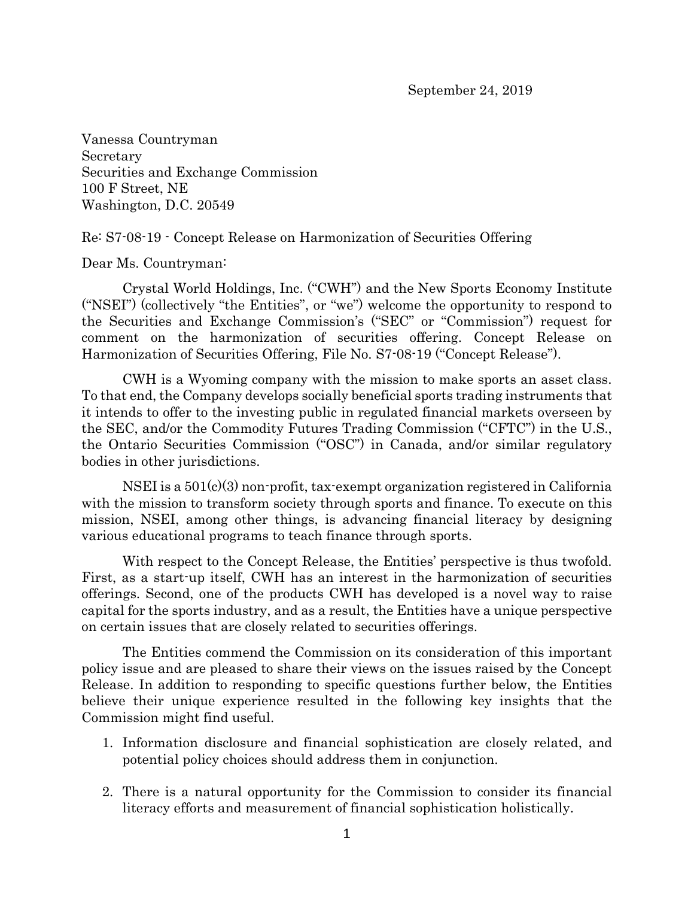September 24, 2019

Vanessa Countryman
Secretary
Securities and Exchange Commission
100 F Street, NE
Washington, D.C. 20549

Re: S7-08-19 - Concept Release on Harmonization of Securities Offering

Dear Ms. Countryman:

Crystal World Holdings, Inc. ("CWH") and the New Sports Economy Institute ("NSEI") (collectively "the Entities", or "we") welcome the opportunity to respond to the Securities and Exchange Commission's ("SEC" or "Commission") request for comment on the harmonization of securities offering. Concept Release on Harmonization of Securities Offering, File No. S7-08-19 ("Concept Release").

CWH is a Wyoming company with the mission to make sports an asset class. To that end, the Company develops socially beneficial sports trading instruments that it intends to offer to the investing public in regulated financial markets overseen by the SEC, and/or the Commodity Futures Trading Commission ("CFTC") in the U.S., the Ontario Securities Commission ("OSC") in Canada, and/or similar regulatory bodies in other jurisdictions.

NSEI is a 501(c)(3) non-profit, tax-exempt organization registered in California with the mission to transform society through sports and finance. To execute on this mission, NSEI, among other things, is advancing financial literacy by designing various educational programs to teach finance through sports.

With respect to the Concept Release, the Entities' perspective is thus twofold. First, as a start-up itself, CWH has an interest in the harmonization of securities offerings. Second, one of the products CWH has developed is a novel way to raise capital for the sports industry, and as a result, the Entities have a unique perspective on certain issues that are closely related to securities offerings.

The Entities commend the Commission on its consideration of this important policy issue and are pleased to share their views on the issues raised by the Concept Release. In addition to responding to specific questions further below, the Entities believe their unique experience resulted in the following key insights that the Commission might find useful.

1. Information disclosure and financial sophistication are closely related, and potential policy choices should address them in conjunction.

2. There is a natural opportunity for the Commission to consider its financial literacy efforts and measurement of financial sophistication holistically.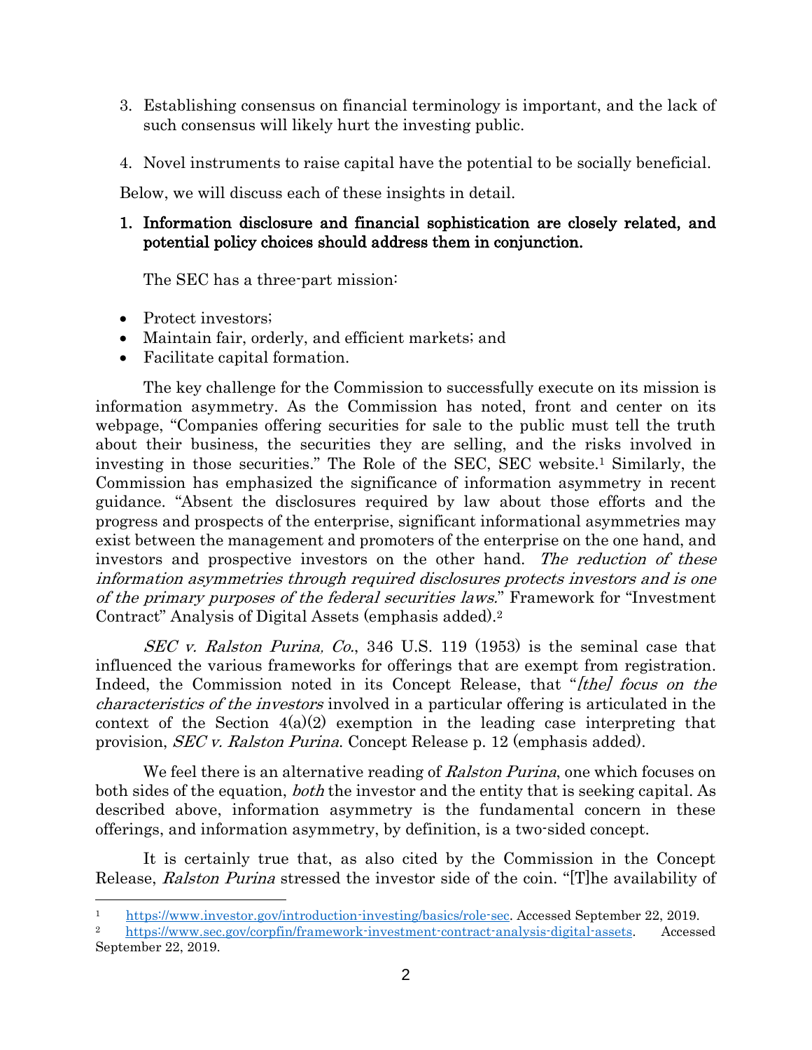3. Establishing consensus on financial terminology is important, and the lack of such consensus will likely hurt the investing public.

4. Novel instruments to raise capital have the potential to be socially beneficial.

Below, we will discuss each of these insights in detail.

**1. Information disclosure and financial sophistication are closely related, and potential policy choices should address them in conjunction.**

The SEC has a three-part mission:

- Protect investors;
- Maintain fair, orderly, and efficient markets; and
- Facilitate capital formation.

The key challenge for the Commission to successfully execute on its mission is information asymmetry. As the Commission has noted, front and center on its webpage, "Companies offering securities for sale to the public must tell the truth about their business, the securities they are selling, and the risks involved in investing in those securities." The Role of the SEC, SEC website.[1] Similarly, the Commission has emphasized the significance of information asymmetry in recent guidance. "Absent the disclosures required by law about those efforts and the progress and prospects of the enterprise, significant informational asymmetries may exist between the management and promoters of the enterprise on the one hand, and investors and prospective investors on the other hand. *The reduction of these information asymmetries through required disclosures protects investors and is one of the primary purposes of the federal securities laws.*" Framework for "Investment Contract" Analysis of Digital Assets (emphasis added).[2]

*SEC v. Ralston Purina, Co.*, 346 U.S. 119 (1953) is the seminal case that influenced the various frameworks for offerings that are exempt from registration. Indeed, the Commission noted in its Concept Release, that "*[the] focus on the characteristics of the investors* involved in a particular offering is articulated in the context of the Section 4(a)(2) exemption in the leading case interpreting that provision, *SEC v. Ralston Purina*. Concept Release p. 12 (emphasis added).

We feel there is an alternative reading of *Ralston Purina*, one which focuses on both sides of the equation, *both* the investor and the entity that is seeking capital. As described above, information asymmetry is the fundamental concern in these offerings, and information asymmetry, by definition, is a two-sided concept.

It is certainly true that, as also cited by the Commission in the Concept Release, *Ralston Purina* stressed the investor side of the coin. "[T]he availability of

---

[1] https://www.investor.gov/introduction-investing/basics/role-sec. Accessed September 22, 2019.

[2] https://www.sec.gov/corpfin/framework-investment-contract-analysis-digital-assets. Accessed September 22, 2019.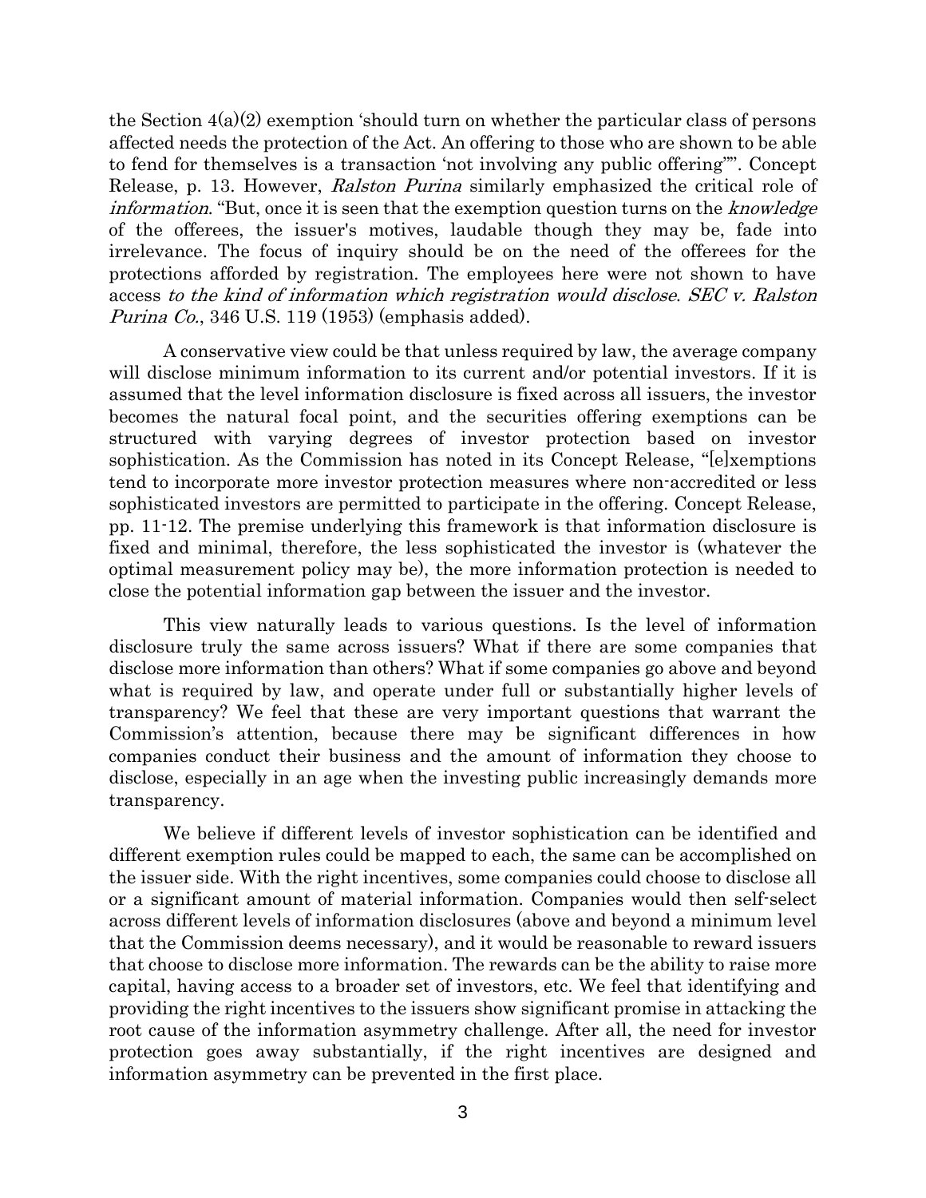the Section 4(a)(2) exemption 'should turn on whether the particular class of persons affected needs the protection of the Act. An offering to those who are shown to be able to fend for themselves is a transaction 'not involving any public offering'"'. Concept Release, p. 13. However, *Ralston Purina* similarly emphasized the critical role of *information*. "But, once it is seen that the exemption question turns on the *knowledge* of the offerees, the issuer's motives, laudable though they may be, fade into irrelevance. The focus of inquiry should be on the need of the offerees for the protections afforded by registration. The employees here were not shown to have access *to the kind of information which registration would disclose*. *SEC v. Ralston Purina Co.*, 346 U.S. 119 (1953) (emphasis added).

A conservative view could be that unless required by law, the average company will disclose minimum information to its current and/or potential investors. If it is assumed that the level information disclosure is fixed across all issuers, the investor becomes the natural focal point, and the securities offering exemptions can be structured with varying degrees of investor protection based on investor sophistication. As the Commission has noted in its Concept Release, "[e]xemptions tend to incorporate more investor protection measures where non-accredited or less sophisticated investors are permitted to participate in the offering. Concept Release, pp. 11-12. The premise underlying this framework is that information disclosure is fixed and minimal, therefore, the less sophisticated the investor is (whatever the optimal measurement policy may be), the more information protection is needed to close the potential information gap between the issuer and the investor.

This view naturally leads to various questions. Is the level of information disclosure truly the same across issuers? What if there are some companies that disclose more information than others? What if some companies go above and beyond what is required by law, and operate under full or substantially higher levels of transparency? We feel that these are very important questions that warrant the Commission's attention, because there may be significant differences in how companies conduct their business and the amount of information they choose to disclose, especially in an age when the investing public increasingly demands more transparency.

We believe if different levels of investor sophistication can be identified and different exemption rules could be mapped to each, the same can be accomplished on the issuer side. With the right incentives, some companies could choose to disclose all or a significant amount of material information. Companies would then self-select across different levels of information disclosures (above and beyond a minimum level that the Commission deems necessary), and it would be reasonable to reward issuers that choose to disclose more information. The rewards can be the ability to raise more capital, having access to a broader set of investors, etc. We feel that identifying and providing the right incentives to the issuers show significant promise in attacking the root cause of the information asymmetry challenge. After all, the need for investor protection goes away substantially, if the right incentives are designed and information asymmetry can be prevented in the first place.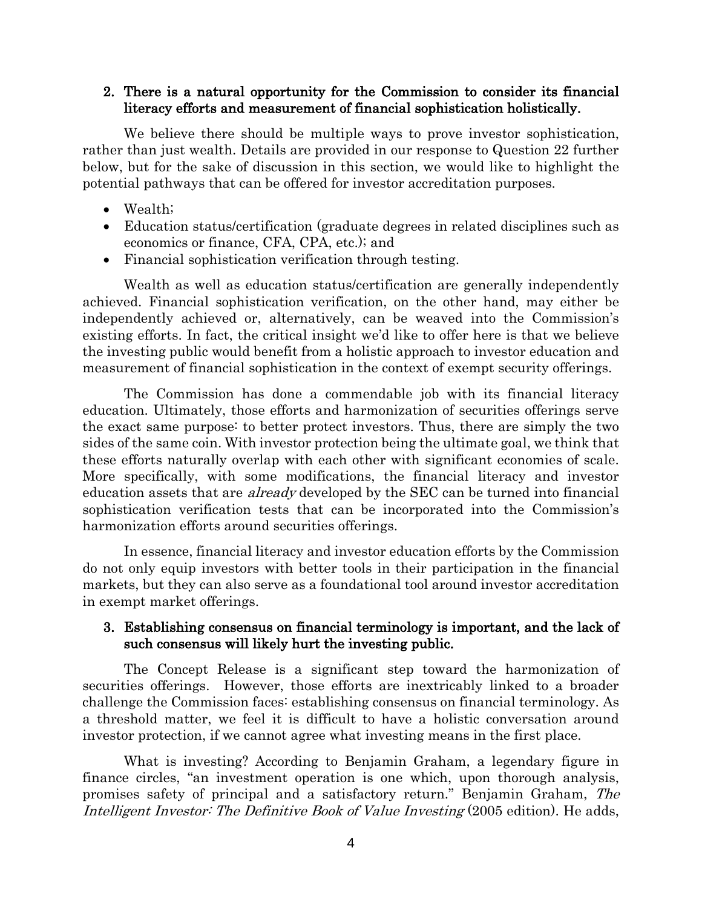2. **There is a natural opportunity for the Commission to consider its financial literacy efforts and measurement of financial sophistication holistically.**

We believe there should be multiple ways to prove investor sophistication, rather than just wealth. Details are provided in our response to Question 22 further below, but for the sake of discussion in this section, we would like to highlight the potential pathways that can be offered for investor accreditation purposes.

- Wealth;
- Education status/certification (graduate degrees in related disciplines such as economics or finance, CFA, CPA, etc.); and
- Financial sophistication verification through testing.

Wealth as well as education status/certification are generally independently achieved. Financial sophistication verification, on the other hand, may either be independently achieved or, alternatively, can be weaved into the Commission's existing efforts. In fact, the critical insight we'd like to offer here is that we believe the investing public would benefit from a holistic approach to investor education and measurement of financial sophistication in the context of exempt security offerings.

The Commission has done a commendable job with its financial literacy education. Ultimately, those efforts and harmonization of securities offerings serve the exact same purpose: to better protect investors. Thus, there are simply the two sides of the same coin. With investor protection being the ultimate goal, we think that these efforts naturally overlap with each other with significant economies of scale. More specifically, with some modifications, the financial literacy and investor education assets that are *already* developed by the SEC can be turned into financial sophistication verification tests that can be incorporated into the Commission's harmonization efforts around securities offerings.

In essence, financial literacy and investor education efforts by the Commission do not only equip investors with better tools in their participation in the financial markets, but they can also serve as a foundational tool around investor accreditation in exempt market offerings.

3. **Establishing consensus on financial terminology is important, and the lack of such consensus will likely hurt the investing public.**

The Concept Release is a significant step toward the harmonization of securities offerings. However, those efforts are inextricably linked to a broader challenge the Commission faces: establishing consensus on financial terminology. As a threshold matter, we feel it is difficult to have a holistic conversation around investor protection, if we cannot agree what investing means in the first place.

What is investing? According to Benjamin Graham, a legendary figure in finance circles, "an investment operation is one which, upon thorough analysis, promises safety of principal and a satisfactory return." Benjamin Graham, *The Intelligent Investor: The Definitive Book of Value Investing* (2005 edition). He adds,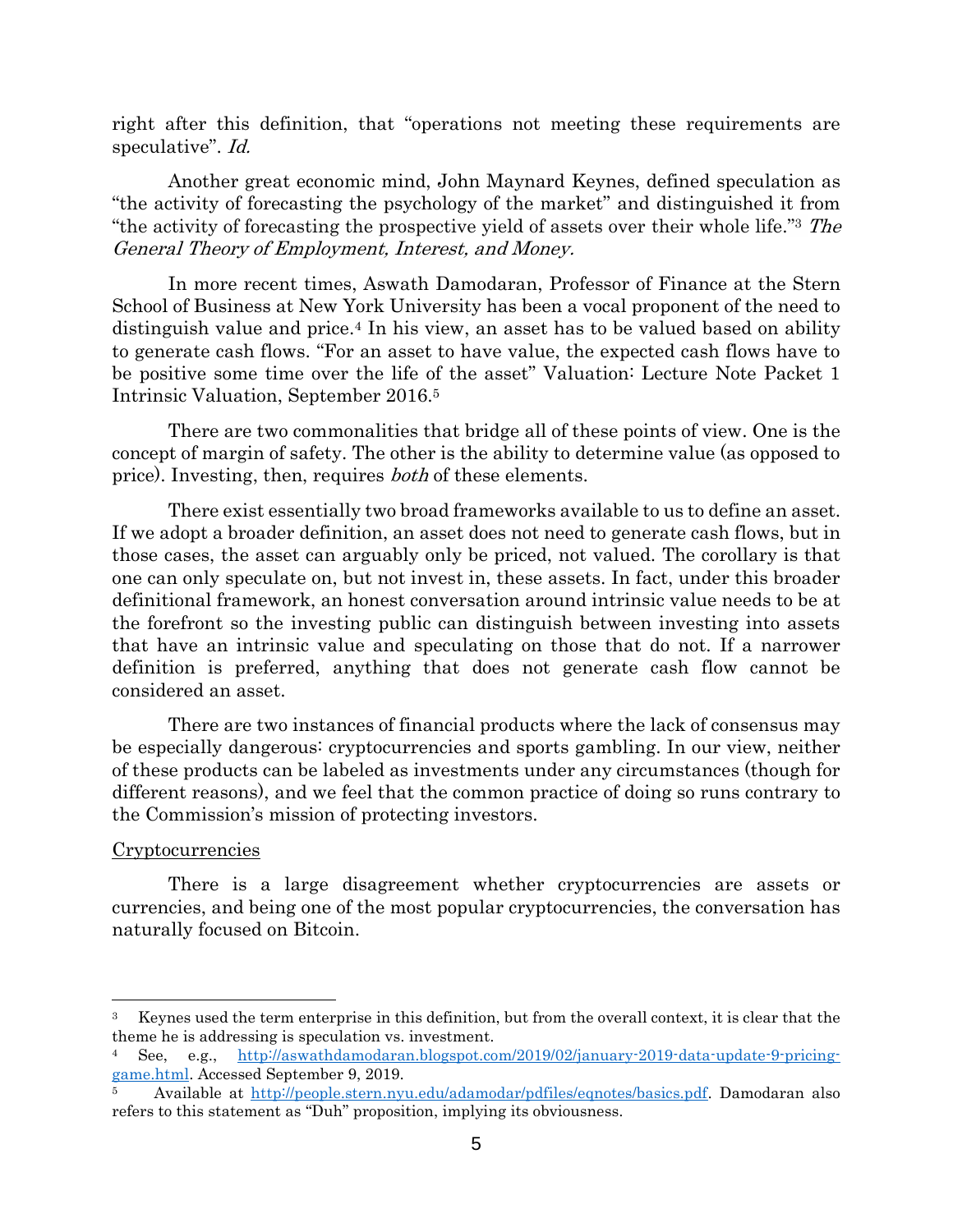right after this definition, that "operations not meeting these requirements are speculative". *Id.*

Another great economic mind, John Maynard Keynes, defined speculation as "the activity of forecasting the psychology of the market" and distinguished it from "the activity of forecasting the prospective yield of assets over their whole life."[3] *The General Theory of Employment, Interest, and Money.*

In more recent times, Aswath Damodaran, Professor of Finance at the Stern School of Business at New York University has been a vocal proponent of the need to distinguish value and price.[4] In his view, an asset has to be valued based on ability to generate cash flows. "For an asset to have value, the expected cash flows have to be positive some time over the life of the asset" Valuation: Lecture Note Packet 1 Intrinsic Valuation, September 2016.[5]

There are two commonalities that bridge all of these points of view. One is the concept of margin of safety. The other is the ability to determine value (as opposed to price). Investing, then, requires *both* of these elements.

There exist essentially two broad frameworks available to us to define an asset. If we adopt a broader definition, an asset does not need to generate cash flows, but in those cases, the asset can arguably only be priced, not valued. The corollary is that one can only speculate on, but not invest in, these assets. In fact, under this broader definitional framework, an honest conversation around intrinsic value needs to be at the forefront so the investing public can distinguish between investing into assets that have an intrinsic value and speculating on those that do not. If a narrower definition is preferred, anything that does not generate cash flow cannot be considered an asset.

There are two instances of financial products where the lack of consensus may be especially dangerous: cryptocurrencies and sports gambling. In our view, neither of these products can be labeled as investments under any circumstances (though for different reasons), and we feel that the common practice of doing so runs contrary to the Commission's mission of protecting investors.

Cryptocurrencies

There is a large disagreement whether cryptocurrencies are assets or currencies, and being one of the most popular cryptocurrencies, the conversation has naturally focused on Bitcoin.

---

[3] Keynes used the term enterprise in this definition, but from the overall context, it is clear that the theme he is addressing is speculation vs. investment.

[4] See, e.g., http://aswathdamodaran.blogspot.com/2019/02/january-2019-data-update-9-pricing-game.html. Accessed September 9, 2019.

[5] Available at http://people.stern.nyu.edu/adamodar/pdfiles/eqnotes/basics.pdf. Damodaran also refers to this statement as "Duh" proposition, implying its obviousness.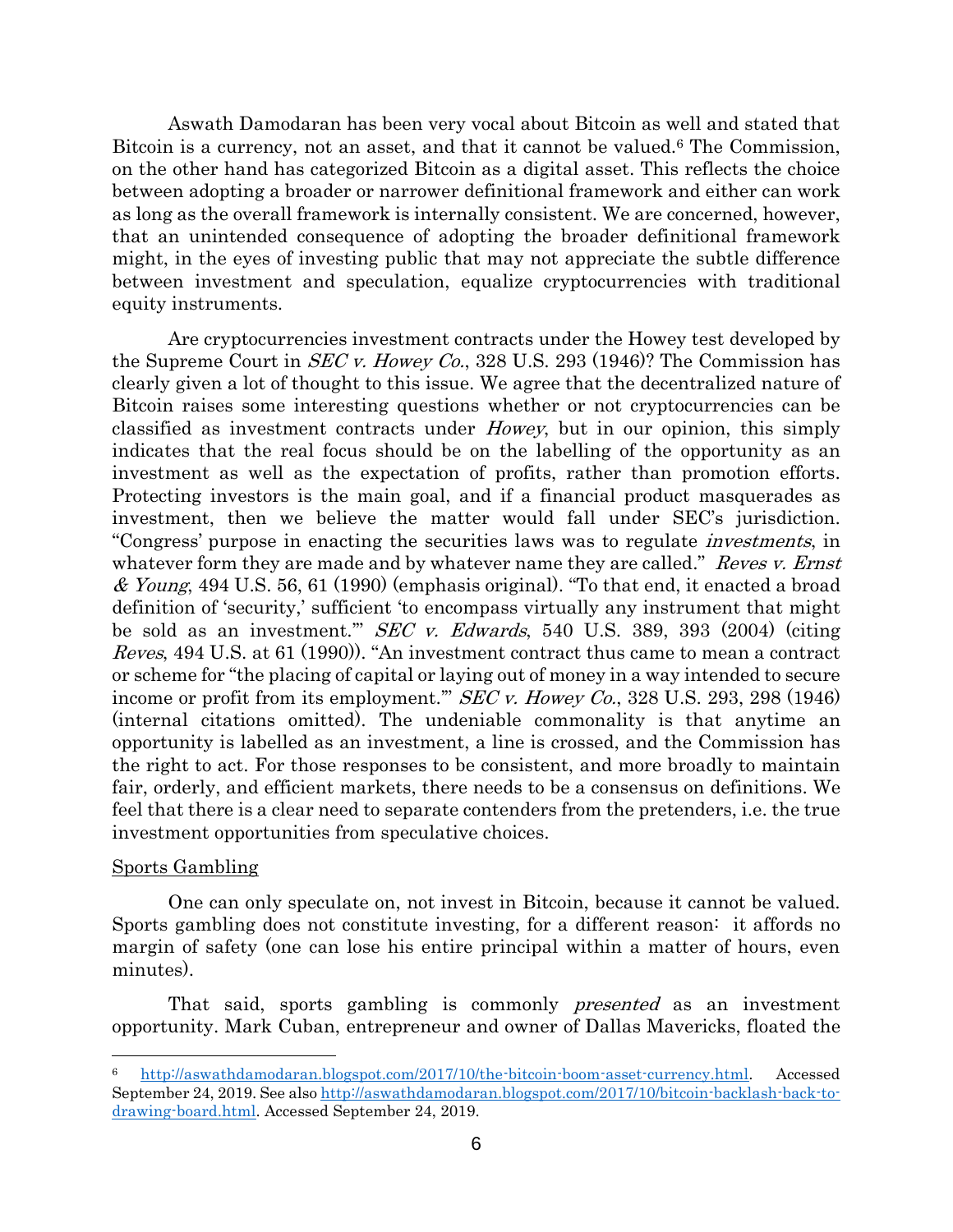Aswath Damodaran has been very vocal about Bitcoin as well and stated that Bitcoin is a currency, not an asset, and that it cannot be valued.[6] The Commission, on the other hand has categorized Bitcoin as a digital asset. This reflects the choice between adopting a broader or narrower definitional framework and either can work as long as the overall framework is internally consistent. We are concerned, however, that an unintended consequence of adopting the broader definitional framework might, in the eyes of investing public that may not appreciate the subtle difference between investment and speculation, equalize cryptocurrencies with traditional equity instruments.

Are cryptocurrencies investment contracts under the Howey test developed by the Supreme Court in *SEC v. Howey Co.*, 328 U.S. 293 (1946)? The Commission has clearly given a lot of thought to this issue. We agree that the decentralized nature of Bitcoin raises some interesting questions whether or not cryptocurrencies can be classified as investment contracts under *Howey*, but in our opinion, this simply indicates that the real focus should be on the labelling of the opportunity as an investment as well as the expectation of profits, rather than promotion efforts. Protecting investors is the main goal, and if a financial product masquerades as investment, then we believe the matter would fall under SEC's jurisdiction. "Congress' purpose in enacting the securities laws was to regulate *investments*, in whatever form they are made and by whatever name they are called." *Reves v. Ernst & Young*, 494 U.S. 56, 61 (1990) (emphasis original). "To that end, it enacted a broad definition of 'security,' sufficient 'to encompass virtually any instrument that might be sold as an investment.'" *SEC v. Edwards*, 540 U.S. 389, 393 (2004) (citing *Reves*, 494 U.S. at 61 (1990)). "An investment contract thus came to mean a contract or scheme for "the placing of capital or laying out of money in a way intended to secure income or profit from its employment."" *SEC v. Howey Co.*, 328 U.S. 293, 298 (1946) (internal citations omitted). The undeniable commonality is that anytime an opportunity is labelled as an investment, a line is crossed, and the Commission has the right to act. For those responses to be consistent, and more broadly to maintain fair, orderly, and efficient markets, there needs to be a consensus on definitions. We feel that there is a clear need to separate contenders from the pretenders, i.e. the true investment opportunities from speculative choices.

<u>Sports Gambling</u>

One can only speculate on, not invest in Bitcoin, because it cannot be valued. Sports gambling does not constitute investing, for a different reason: it affords no margin of safety (one can lose his entire principal within a matter of hours, even minutes).

That said, sports gambling is commonly *presented* as an investment opportunity. Mark Cuban, entrepreneur and owner of Dallas Mavericks, floated the

---

[6] http://aswathdamodaran.blogspot.com/2017/10/the-bitcoin-boom-asset-currency.html. Accessed September 24, 2019. See also http://aswathdamodaran.blogspot.com/2017/10/bitcoin-backlash-back-to-drawing-board.html. Accessed September 24, 2019.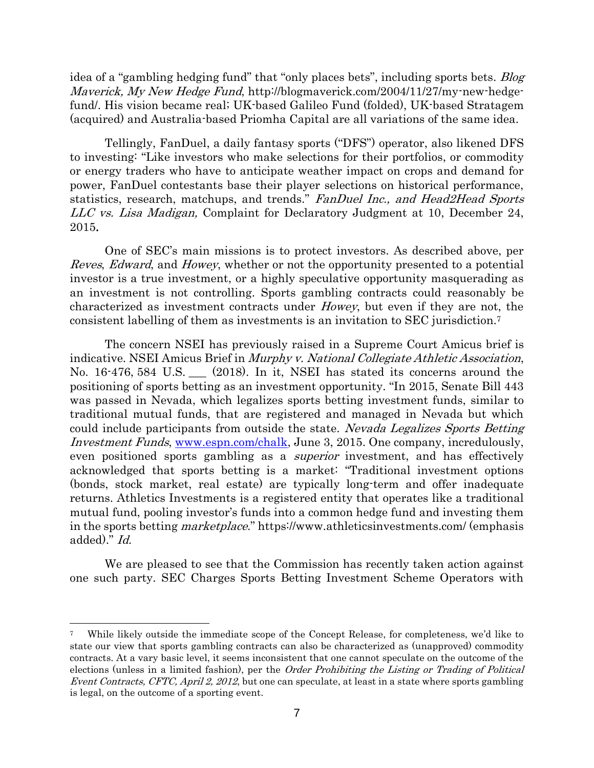idea of a "gambling hedging fund" that "only places bets", including sports bets. *Blog Maverick, My New Hedge Fund*, http://blogmaverick.com/2004/11/27/my-new-hedge-fund/. His vision became real; UK-based Galileo Fund (folded), UK-based Stratagem (acquired) and Australia-based Priomha Capital are all variations of the same idea.

Tellingly, FanDuel, a daily fantasy sports ("DFS") operator, also likened DFS to investing: "Like investors who make selections for their portfolios, or commodity or energy traders who have to anticipate weather impact on crops and demand for power, FanDuel contestants base their player selections on historical performance, statistics, research, matchups, and trends." *FanDuel Inc., and Head2Head Sports LLC vs. Lisa Madigan,* Complaint for Declaratory Judgment at 10, December 24, 2015.

One of SEC's main missions is to protect investors. As described above, per *Reves*, *Edward*, and *Howey*, whether or not the opportunity presented to a potential investor is a true investment, or a highly speculative opportunity masquerading as an investment is not controlling. Sports gambling contracts could reasonably be characterized as investment contracts under *Howey*, but even if they are not, the consistent labelling of them as investments is an invitation to SEC jurisdiction.[7]

The concern NSEI has previously raised in a Supreme Court Amicus brief is indicative. NSEI Amicus Brief in *Murphy v. National Collegiate Athletic Association*, No. 16-476, 584 U.S. ___ (2018). In it, NSEI has stated its concerns around the positioning of sports betting as an investment opportunity. "In 2015, Senate Bill 443 was passed in Nevada, which legalizes sports betting investment funds, similar to traditional mutual funds, that are registered and managed in Nevada but which could include participants from outside the state. *Nevada Legalizes Sports Betting Investment Funds*, www.espn.com/chalk, June 3, 2015. One company, incredulously, even positioned sports gambling as a *superior* investment, and has effectively acknowledged that sports betting is a market: "Traditional investment options (bonds, stock market, real estate) are typically long-term and offer inadequate returns. Athletics Investments is a registered entity that operates like a traditional mutual fund, pooling investor's funds into a common hedge fund and investing them in the sports betting *marketplace*." https://www.athleticsinvestments.com/ (emphasis added)." *Id.*

We are pleased to see that the Commission has recently taken action against one such party. SEC Charges Sports Betting Investment Scheme Operators with

---

[7] While likely outside the immediate scope of the Concept Release, for completeness, we'd like to state our view that sports gambling contracts can also be characterized as (unapproved) commodity contracts. At a vary basic level, it seems inconsistent that one cannot speculate on the outcome of the elections (unless in a limited fashion), per the *Order Prohibiting the Listing or Trading of Political Event Contracts, CFTC, April 2, 2012*, but one can speculate, at least in a state where sports gambling is legal, on the outcome of a sporting event.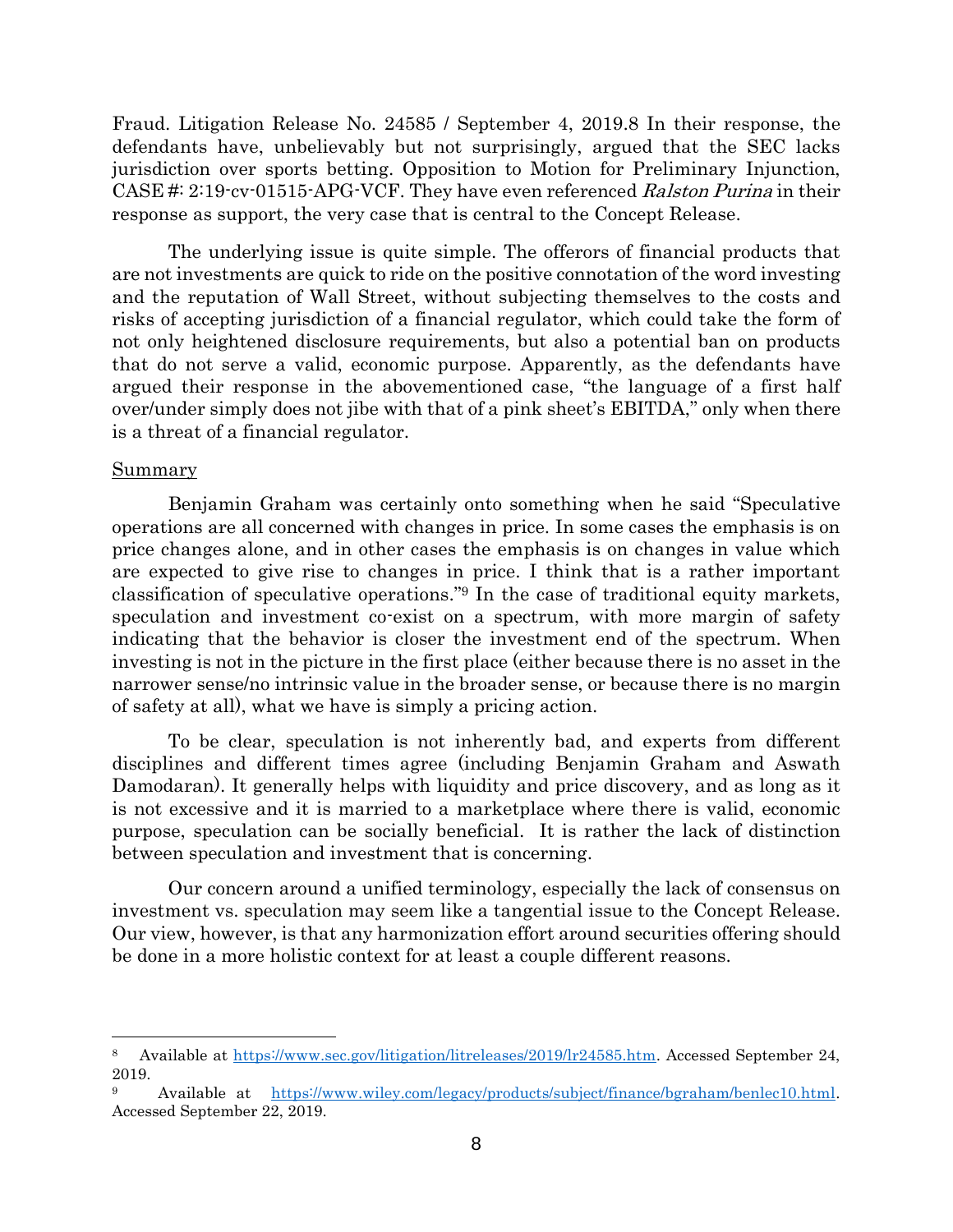Fraud. Litigation Release No. 24585 / September 4, 2019.[8] In their response, the defendants have, unbelievably but not surprisingly, argued that the SEC lacks jurisdiction over sports betting. Opposition to Motion for Preliminary Injunction, CASE #: 2:19-cv-01515-APG-VCF. They have even referenced *Ralston Purina* in their response as support, the very case that is central to the Concept Release.

The underlying issue is quite simple. The offerors of financial products that are not investments are quick to ride on the positive connotation of the word investing and the reputation of Wall Street, without subjecting themselves to the costs and risks of accepting jurisdiction of a financial regulator, which could take the form of not only heightened disclosure requirements, but also a potential ban on products that do not serve a valid, economic purpose. Apparently, as the defendants have argued their response in the abovementioned case, "the language of a first half over/under simply does not jibe with that of a pink sheet's EBITDA," only when there is a threat of a financial regulator.

## Summary

Benjamin Graham was certainly onto something when he said "Speculative operations are all concerned with changes in price. In some cases the emphasis is on price changes alone, and in other cases the emphasis is on changes in value which are expected to give rise to changes in price. I think that is a rather important classification of speculative operations."[9] In the case of traditional equity markets, speculation and investment co-exist on a spectrum, with more margin of safety indicating that the behavior is closer the investment end of the spectrum. When investing is not in the picture in the first place (either because there is no asset in the narrower sense/no intrinsic value in the broader sense, or because there is no margin of safety at all), what we have is simply a pricing action.

To be clear, speculation is not inherently bad, and experts from different disciplines and different times agree (including Benjamin Graham and Aswath Damodaran). It generally helps with liquidity and price discovery, and as long as it is not excessive and it is married to a marketplace where there is valid, economic purpose, speculation can be socially beneficial. It is rather the lack of distinction between speculation and investment that is concerning.

Our concern around a unified terminology, especially the lack of consensus on investment vs. speculation may seem like a tangential issue to the Concept Release. Our view, however, is that any harmonization effort around securities offering should be done in a more holistic context for at least a couple different reasons.

---

[8] Available at https://www.sec.gov/litigation/litreleases/2019/lr24585.htm. Accessed September 24, 2019.

[9] Available at https://www.wiley.com/legacy/products/subject/finance/bgraham/benlec10.html. Accessed September 22, 2019.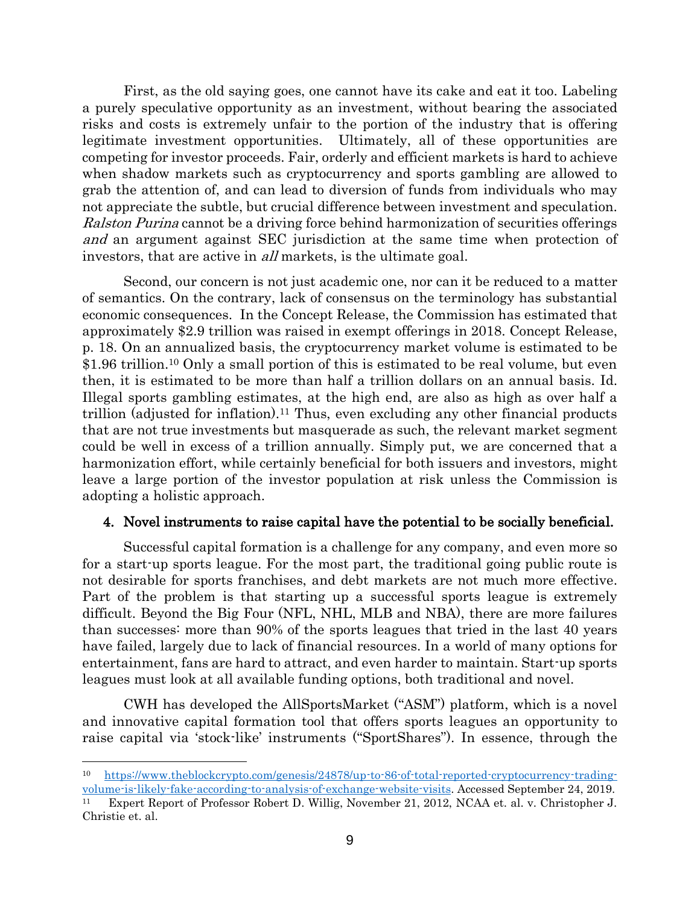First, as the old saying goes, one cannot have its cake and eat it too. Labeling a purely speculative opportunity as an investment, without bearing the associated risks and costs is extremely unfair to the portion of the industry that is offering legitimate investment opportunities. Ultimately, all of these opportunities are competing for investor proceeds. Fair, orderly and efficient markets is hard to achieve when shadow markets such as cryptocurrency and sports gambling are allowed to grab the attention of, and can lead to diversion of funds from individuals who may not appreciate the subtle, but crucial difference between investment and speculation. *Ralston Purina* cannot be a driving force behind harmonization of securities offerings *and* an argument against SEC jurisdiction at the same time when protection of investors, that are active in *all* markets, is the ultimate goal.

Second, our concern is not just academic one, nor can it be reduced to a matter of semantics. On the contrary, lack of consensus on the terminology has substantial economic consequences. In the Concept Release, the Commission has estimated that approximately $2.9 trillion was raised in exempt offerings in 2018. Concept Release, p. 18. On an annualized basis, the cryptocurrency market volume is estimated to be $1.96 trillion.[10] Only a small portion of this is estimated to be real volume, but even then, it is estimated to be more than half a trillion dollars on an annual basis. Id. Illegal sports gambling estimates, at the high end, are also as high as over half a trillion (adjusted for inflation).[11] Thus, even excluding any other financial products that are not true investments but masquerade as such, the relevant market segment could be well in excess of a trillion annually. Simply put, we are concerned that a harmonization effort, while certainly beneficial for both issuers and investors, might leave a large portion of the investor population at risk unless the Commission is adopting a holistic approach.

#### 4. Novel instruments to raise capital have the potential to be socially beneficial.

Successful capital formation is a challenge for any company, and even more so for a start-up sports league. For the most part, the traditional going public route is not desirable for sports franchises, and debt markets are not much more effective. Part of the problem is that starting up a successful sports league is extremely difficult. Beyond the Big Four (NFL, NHL, MLB and NBA), there are more failures than successes: more than 90% of the sports leagues that tried in the last 40 years have failed, largely due to lack of financial resources. In a world of many options for entertainment, fans are hard to attract, and even harder to maintain. Start-up sports leagues must look at all available funding options, both traditional and novel.

CWH has developed the AllSportsMarket ("ASM") platform, which is a novel and innovative capital formation tool that offers sports leagues an opportunity to raise capital via 'stock-like' instruments ("SportShares"). In essence, through the

---

[10] https://www.theblockcrypto.com/genesis/24878/up-to-86-of-total-reported-cryptocurrency-trading-volume-is-likely-fake-according-to-analysis-of-exchange-website-visits. Accessed September 24, 2019.

[11] Expert Report of Professor Robert D. Willig, November 21, 2012, NCAA et. al. v. Christopher J. Christie et. al.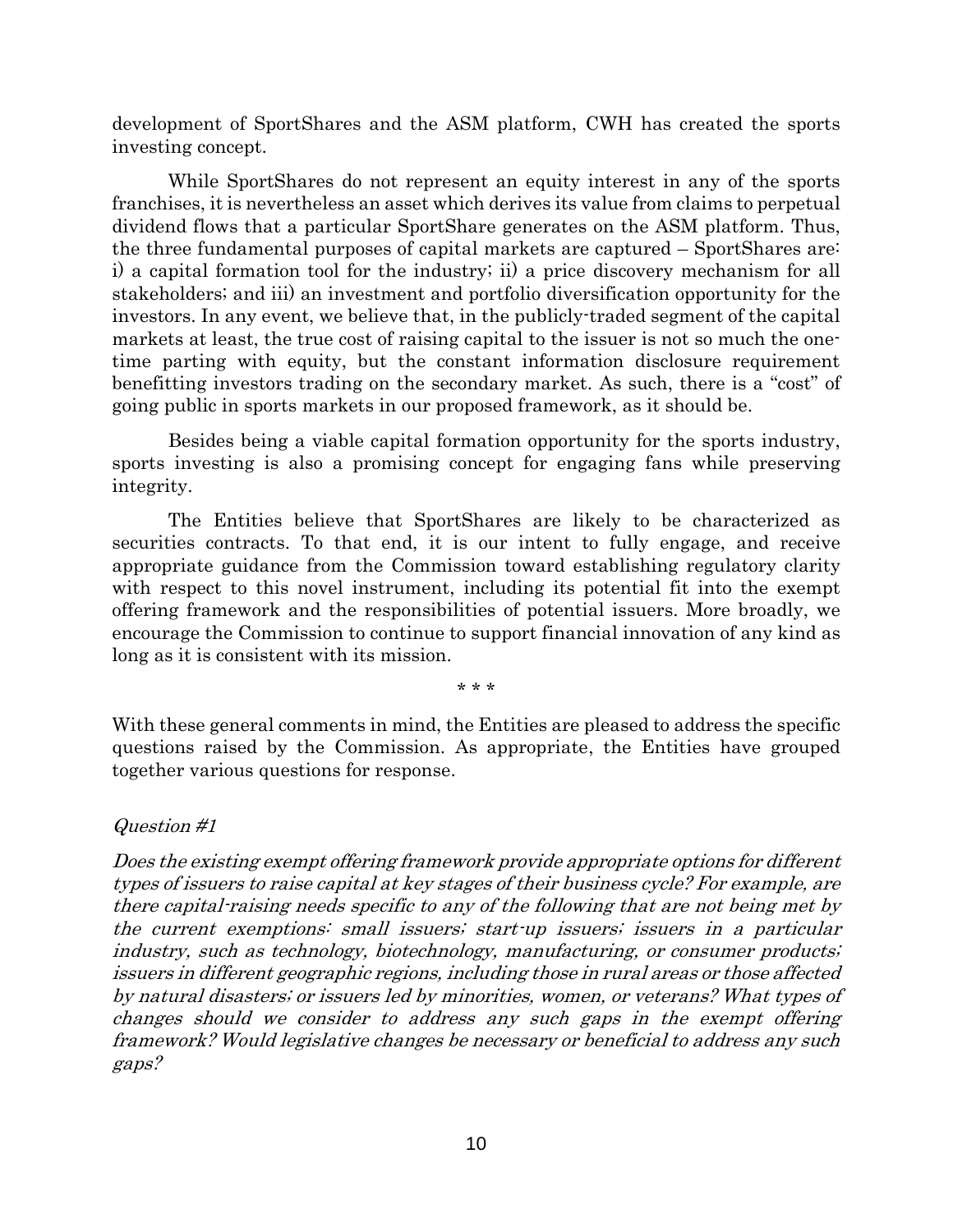development of SportShares and the ASM platform, CWH has created the sports investing concept.

While SportShares do not represent an equity interest in any of the sports franchises, it is nevertheless an asset which derives its value from claims to perpetual dividend flows that a particular SportShare generates on the ASM platform. Thus, the three fundamental purposes of capital markets are captured – SportShares are: i) a capital formation tool for the industry; ii) a price discovery mechanism for all stakeholders; and iii) an investment and portfolio diversification opportunity for the investors. In any event, we believe that, in the publicly-traded segment of the capital markets at least, the true cost of raising capital to the issuer is not so much the one-time parting with equity, but the constant information disclosure requirement benefitting investors trading on the secondary market. As such, there is a "cost" of going public in sports markets in our proposed framework, as it should be.

Besides being a viable capital formation opportunity for the sports industry, sports investing is also a promising concept for engaging fans while preserving integrity.

The Entities believe that SportShares are likely to be characterized as securities contracts. To that end, it is our intent to fully engage, and receive appropriate guidance from the Commission toward establishing regulatory clarity with respect to this novel instrument, including its potential fit into the exempt offering framework and the responsibilities of potential issuers. More broadly, we encourage the Commission to continue to support financial innovation of any kind as long as it is consistent with its mission.

\* \* \*

With these general comments in mind, the Entities are pleased to address the specific questions raised by the Commission. As appropriate, the Entities have grouped together various questions for response.

*Question #1*

*Does the existing exempt offering framework provide appropriate options for different types of issuers to raise capital at key stages of their business cycle? For example, are there capital-raising needs specific to any of the following that are not being met by the current exemptions: small issuers; start-up issuers; issuers in a particular industry, such as technology, biotechnology, manufacturing, or consumer products; issuers in different geographic regions, including those in rural areas or those affected by natural disasters; or issuers led by minorities, women, or veterans? What types of changes should we consider to address any such gaps in the exempt offering framework? Would legislative changes be necessary or beneficial to address any such gaps?*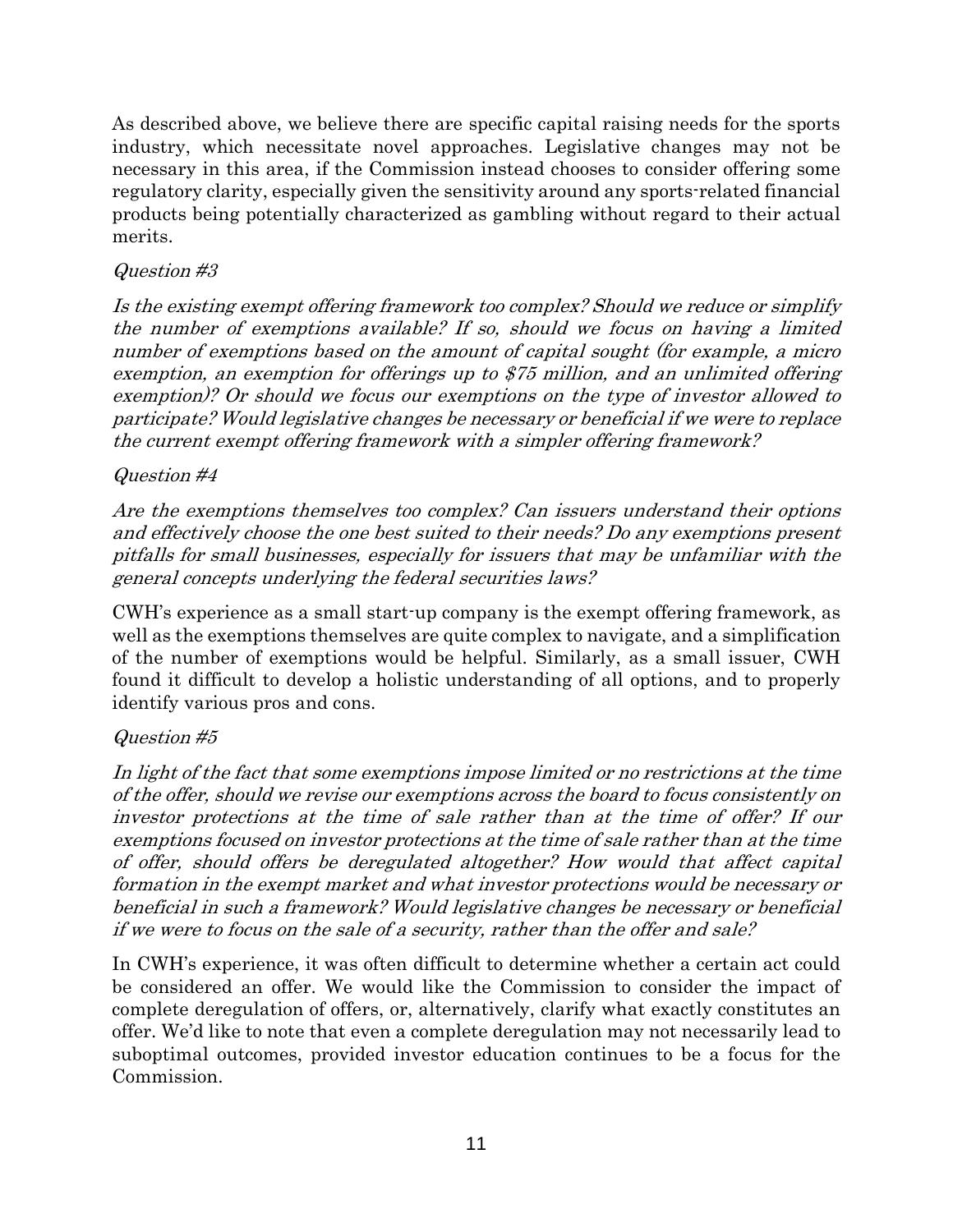As described above, we believe there are specific capital raising needs for the sports industry, which necessitate novel approaches. Legislative changes may not be necessary in this area, if the Commission instead chooses to consider offering some regulatory clarity, especially given the sensitivity around any sports-related financial products being potentially characterized as gambling without regard to their actual merits.

*Question #3*

*Is the existing exempt offering framework too complex? Should we reduce or simplify the number of exemptions available? If so, should we focus on having a limited number of exemptions based on the amount of capital sought (for example, a micro exemption, an exemption for offerings up to $75 million, and an unlimited offering exemption)? Or should we focus our exemptions on the type of investor allowed to participate? Would legislative changes be necessary or beneficial if we were to replace the current exempt offering framework with a simpler offering framework?*

*Question #4*

*Are the exemptions themselves too complex? Can issuers understand their options and effectively choose the one best suited to their needs? Do any exemptions present pitfalls for small businesses, especially for issuers that may be unfamiliar with the general concepts underlying the federal securities laws?*

CWH's experience as a small start-up company is the exempt offering framework, as well as the exemptions themselves are quite complex to navigate, and a simplification of the number of exemptions would be helpful. Similarly, as a small issuer, CWH found it difficult to develop a holistic understanding of all options, and to properly identify various pros and cons.

*Question #5*

*In light of the fact that some exemptions impose limited or no restrictions at the time of the offer, should we revise our exemptions across the board to focus consistently on investor protections at the time of sale rather than at the time of offer? If our exemptions focused on investor protections at the time of sale rather than at the time of offer, should offers be deregulated altogether? How would that affect capital formation in the exempt market and what investor protections would be necessary or beneficial in such a framework? Would legislative changes be necessary or beneficial if we were to focus on the sale of a security, rather than the offer and sale?*

In CWH's experience, it was often difficult to determine whether a certain act could be considered an offer. We would like the Commission to consider the impact of complete deregulation of offers, or, alternatively, clarify what exactly constitutes an offer. We'd like to note that even a complete deregulation may not necessarily lead to suboptimal outcomes, provided investor education continues to be a focus for the Commission.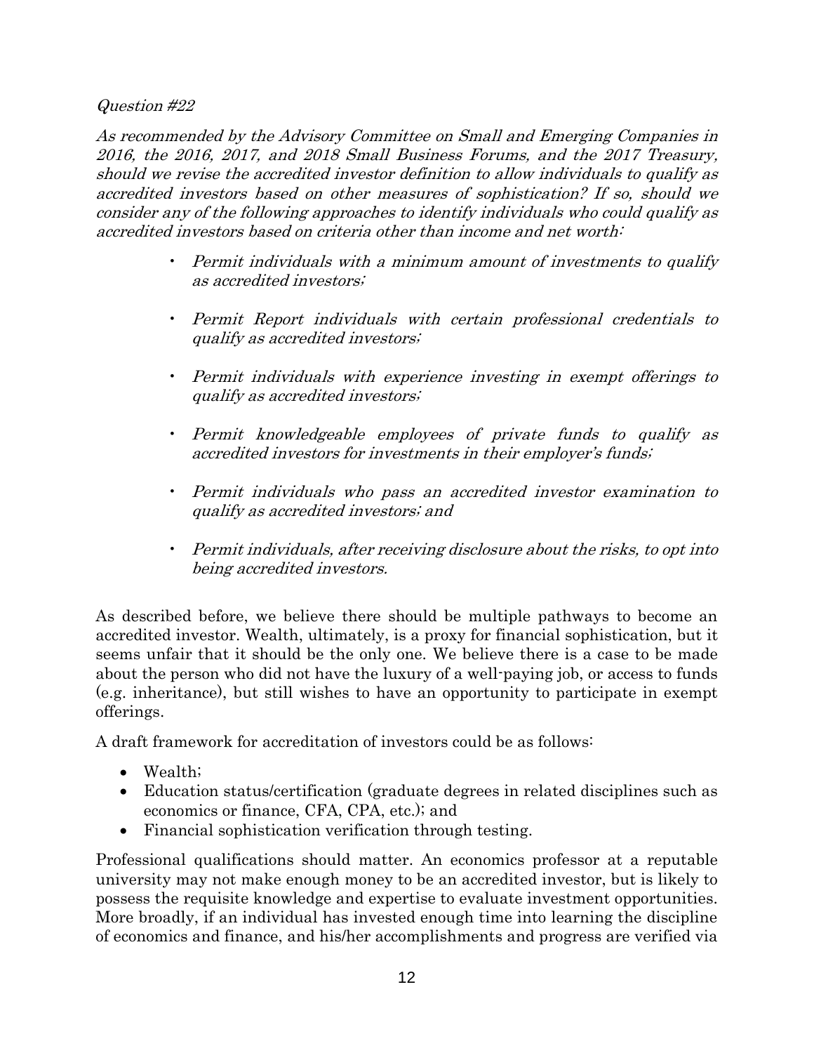*Question #22*

*As recommended by the Advisory Committee on Small and Emerging Companies in 2016, the 2016, 2017, and 2018 Small Business Forums, and the 2017 Treasury, should we revise the accredited investor definition to allow individuals to qualify as accredited investors based on other measures of sophistication? If so, should we consider any of the following approaches to identify individuals who could qualify as accredited investors based on criteria other than income and net worth:*

- *Permit individuals with a minimum amount of investments to qualify as accredited investors;*
- *Permit Report individuals with certain professional credentials to qualify as accredited investors;*
- *Permit individuals with experience investing in exempt offerings to qualify as accredited investors;*
- *Permit knowledgeable employees of private funds to qualify as accredited investors for investments in their employer's funds;*
- *Permit individuals who pass an accredited investor examination to qualify as accredited investors; and*
- *Permit individuals, after receiving disclosure about the risks, to opt into being accredited investors.*

As described before, we believe there should be multiple pathways to become an accredited investor. Wealth, ultimately, is a proxy for financial sophistication, but it seems unfair that it should be the only one. We believe there is a case to be made about the person who did not have the luxury of a well-paying job, or access to funds (e.g. inheritance), but still wishes to have an opportunity to participate in exempt offerings.

A draft framework for accreditation of investors could be as follows:

- Wealth;
- Education status/certification (graduate degrees in related disciplines such as economics or finance, CFA, CPA, etc.); and
- Financial sophistication verification through testing.

Professional qualifications should matter. An economics professor at a reputable university may not make enough money to be an accredited investor, but is likely to possess the requisite knowledge and expertise to evaluate investment opportunities. More broadly, if an individual has invested enough time into learning the discipline of economics and finance, and his/her accomplishments and progress are verified via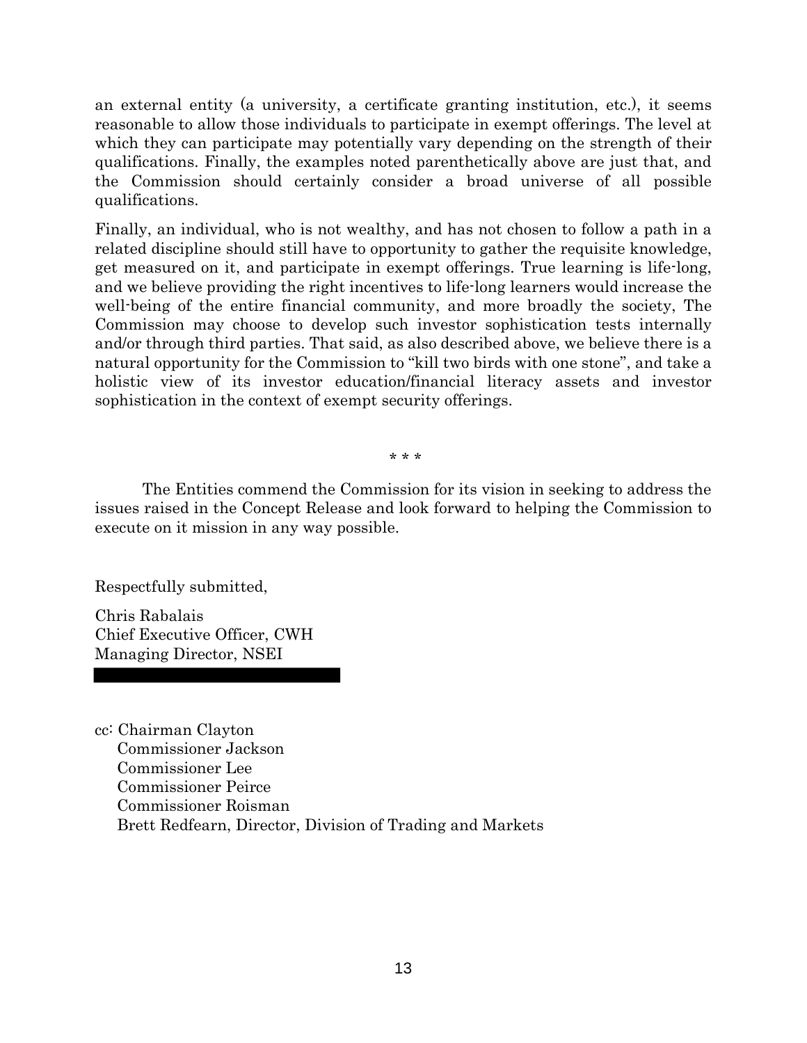an external entity (a university, a certificate granting institution, etc.), it seems reasonable to allow those individuals to participate in exempt offerings. The level at which they can participate may potentially vary depending on the strength of their qualifications. Finally, the examples noted parenthetically above are just that, and the Commission should certainly consider a broad universe of all possible qualifications.

Finally, an individual, who is not wealthy, and has not chosen to follow a path in a related discipline should still have to opportunity to gather the requisite knowledge, get measured on it, and participate in exempt offerings. True learning is life-long, and we believe providing the right incentives to life-long learners would increase the well-being of the entire financial community, and more broadly the society, The Commission may choose to develop such investor sophistication tests internally and/or through third parties. That said, as also described above, we believe there is a natural opportunity for the Commission to "kill two birds with one stone", and take a holistic view of its investor education/financial literacy assets and investor sophistication in the context of exempt security offerings.

\* \* \*

The Entities commend the Commission for its vision in seeking to address the issues raised in the Concept Release and look forward to helping the Commission to execute on it mission in any way possible.

Respectfully submitted,

Chris Rabalais
Chief Executive Officer, CWH
Managing Director, NSEI

cc: Chairman Clayton
Commissioner Jackson
Commissioner Lee
Commissioner Peirce
Commissioner Roisman
Brett Redfearn, Director, Division of Trading and Markets